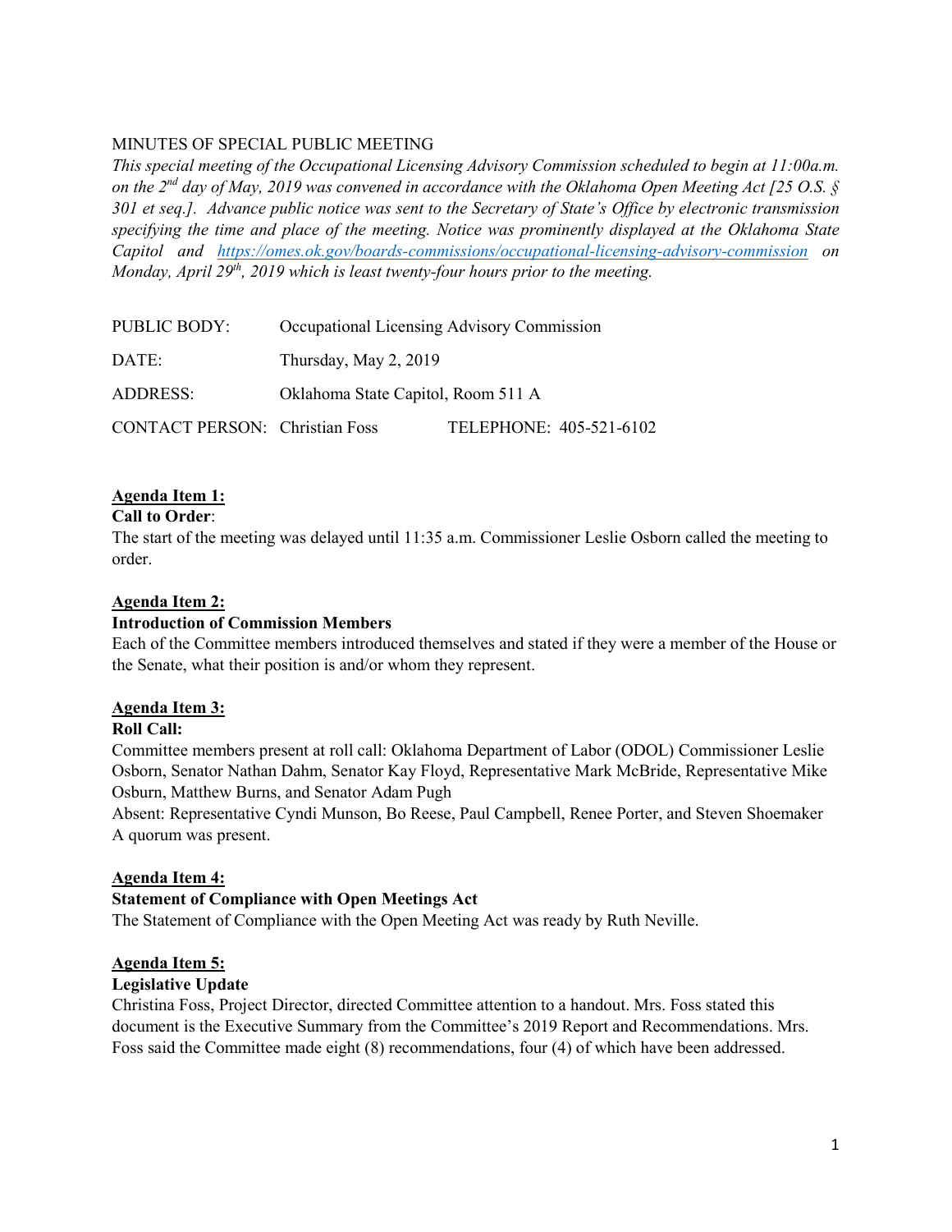MINUTES OF SPECIAL PUBLIC MEETING

*This special meeting of the Occupational Licensing Advisory Commission scheduled to begin at 11:00a.m. on the 2nd day of May, 2019 was convened in accordance with the Oklahoma Open Meeting Act [25 O.S. § 301 et seq.]. Advance public notice was sent to the Secretary of State's Office by electronic transmission specifying the time and place of the meeting. Notice was prominently displayed at the Oklahoma State Capitol and https://omes.ok.gov/boards-commissions/occupational-licensing-advisory-commission on Monday, April 29th, 2019 which is least twenty-four hours prior to the meeting.*

PUBLIC BODY: Occupational Licensing Advisory Commission

DATE: Thursday, May 2, 2019

ADDRESS: Oklahoma State Capitol, Room 511 A

CONTACT PERSON: Christian Foss TELEPHONE: 405-521-6102

**Agenda Item 1:**
**Call to Order**:
The start of the meeting was delayed until 11:35 a.m. Commissioner Leslie Osborn called the meeting to order.

**Agenda Item 2:**
**Introduction of Commission Members**
Each of the Committee members introduced themselves and stated if they were a member of the House or the Senate, what their position is and/or whom they represent.

**Agenda Item 3:**
**Roll Call:**
Committee members present at roll call: Oklahoma Department of Labor (ODOL) Commissioner Leslie Osborn, Senator Nathan Dahm, Senator Kay Floyd, Representative Mark McBride, Representative Mike Osburn, Matthew Burns, and Senator Adam Pugh
Absent: Representative Cyndi Munson, Bo Reese, Paul Campbell, Renee Porter, and Steven Shoemaker
A quorum was present.

**Agenda Item 4:**
**Statement of Compliance with Open Meetings Act**
The Statement of Compliance with the Open Meeting Act was ready by Ruth Neville.

**Agenda Item 5:**
**Legislative Update**
Christina Foss, Project Director, directed Committee attention to a handout. Mrs. Foss stated this document is the Executive Summary from the Committee's 2019 Report and Recommendations. Mrs. Foss said the Committee made eight (8) recommendations, four (4) of which have been addressed.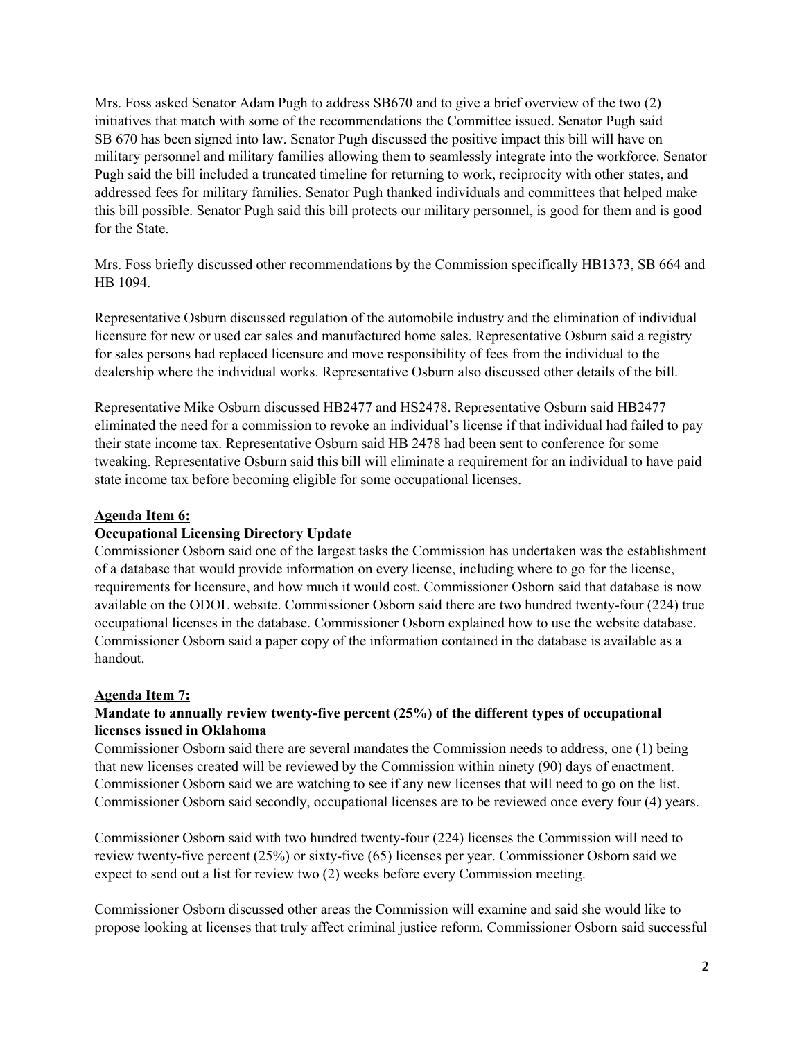Mrs. Foss asked Senator Adam Pugh to address SB670 and to give a brief overview of the two (2) initiatives that match with some of the recommendations the Committee issued. Senator Pugh said SB 670 has been signed into law. Senator Pugh discussed the positive impact this bill will have on military personnel and military families allowing them to seamlessly integrate into the workforce. Senator Pugh said the bill included a truncated timeline for returning to work, reciprocity with other states, and addressed fees for military families. Senator Pugh thanked individuals and committees that helped make this bill possible. Senator Pugh said this bill protects our military personnel, is good for them and is good for the State.

Mrs. Foss briefly discussed other recommendations by the Commission specifically HB1373, SB 664 and HB 1094.

Representative Osburn discussed regulation of the automobile industry and the elimination of individual licensure for new or used car sales and manufactured home sales. Representative Osburn said a registry for sales persons had replaced licensure and move responsibility of fees from the individual to the dealership where the individual works. Representative Osburn also discussed other details of the bill.

Representative Mike Osburn discussed HB2477 and HS2478. Representative Osburn said HB2477 eliminated the need for a commission to revoke an individual's license if that individual had failed to pay their state income tax. Representative Osburn said HB 2478 had been sent to conference for some tweaking. Representative Osburn said this bill will eliminate a requirement for an individual to have paid state income tax before becoming eligible for some occupational licenses.

**Agenda Item 6:**

**Occupational Licensing Directory Update**

Commissioner Osborn said one of the largest tasks the Commission has undertaken was the establishment of a database that would provide information on every license, including where to go for the license, requirements for licensure, and how much it would cost. Commissioner Osborn said that database is now available on the ODOL website. Commissioner Osborn said there are two hundred twenty-four (224) true occupational licenses in the database. Commissioner Osborn explained how to use the website database. Commissioner Osborn said a paper copy of the information contained in the database is available as a handout.

**Agenda Item 7:**

**Mandate to annually review twenty-five percent (25%) of the different types of occupational licenses issued in Oklahoma**

Commissioner Osborn said there are several mandates the Commission needs to address, one (1) being that new licenses created will be reviewed by the Commission within ninety (90) days of enactment. Commissioner Osborn said we are watching to see if any new licenses that will need to go on the list. Commissioner Osborn said secondly, occupational licenses are to be reviewed once every four (4) years.

Commissioner Osborn said with two hundred twenty-four (224) licenses the Commission will need to review twenty-five percent (25%) or sixty-five (65) licenses per year. Commissioner Osborn said we expect to send out a list for review two (2) weeks before every Commission meeting.

Commissioner Osborn discussed other areas the Commission will examine and said she would like to propose looking at licenses that truly affect criminal justice reform. Commissioner Osborn said successful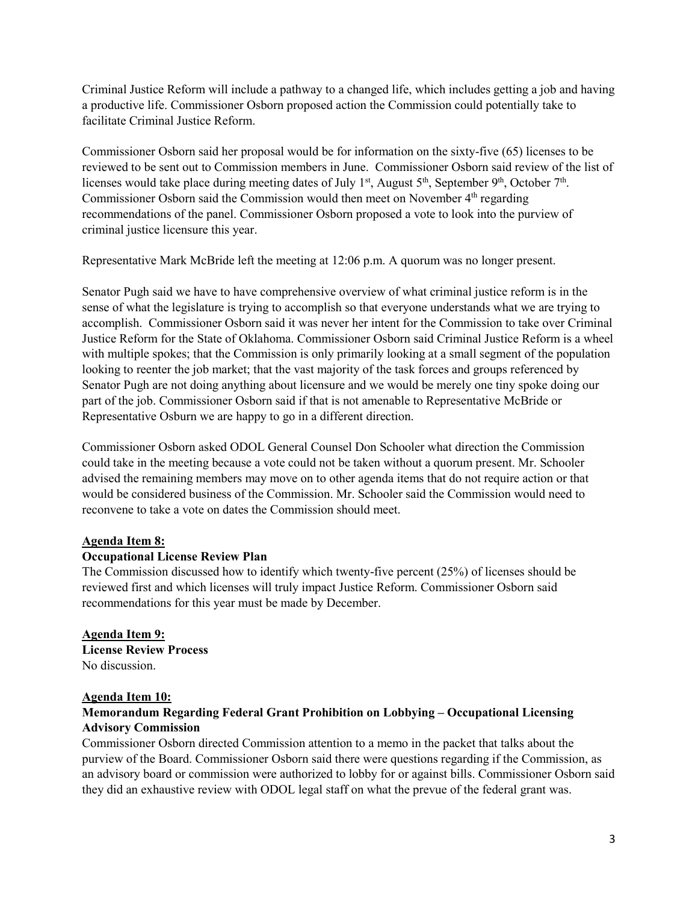Criminal Justice Reform will include a pathway to a changed life, which includes getting a job and having a productive life. Commissioner Osborn proposed action the Commission could potentially take to facilitate Criminal Justice Reform.

Commissioner Osborn said her proposal would be for information on the sixty-five (65) licenses to be reviewed to be sent out to Commission members in June. Commissioner Osborn said review of the list of licenses would take place during meeting dates of July 1st, August 5th, September 9th, October 7th. Commissioner Osborn said the Commission would then meet on November 4th regarding recommendations of the panel. Commissioner Osborn proposed a vote to look into the purview of criminal justice licensure this year.

Representative Mark McBride left the meeting at 12:06 p.m. A quorum was no longer present.

Senator Pugh said we have to have comprehensive overview of what criminal justice reform is in the sense of what the legislature is trying to accomplish so that everyone understands what we are trying to accomplish. Commissioner Osborn said it was never her intent for the Commission to take over Criminal Justice Reform for the State of Oklahoma. Commissioner Osborn said Criminal Justice Reform is a wheel with multiple spokes; that the Commission is only primarily looking at a small segment of the population looking to reenter the job market; that the vast majority of the task forces and groups referenced by Senator Pugh are not doing anything about licensure and we would be merely one tiny spoke doing our part of the job. Commissioner Osborn said if that is not amenable to Representative McBride or Representative Osburn we are happy to go in a different direction.

Commissioner Osborn asked ODOL General Counsel Don Schooler what direction the Commission could take in the meeting because a vote could not be taken without a quorum present. Mr. Schooler advised the remaining members may move on to other agenda items that do not require action or that would be considered business of the Commission. Mr. Schooler said the Commission would need to reconvene to take a vote on dates the Commission should meet.

**Agenda Item 8:**
**Occupational License Review Plan**
The Commission discussed how to identify which twenty-five percent (25%) of licenses should be reviewed first and which licenses will truly impact Justice Reform. Commissioner Osborn said recommendations for this year must be made by December.

**Agenda Item 9:**
**License Review Process**
No discussion.

**Agenda Item 10:**
**Memorandum Regarding Federal Grant Prohibition on Lobbying – Occupational Licensing Advisory Commission**
Commissioner Osborn directed Commission attention to a memo in the packet that talks about the purview of the Board. Commissioner Osborn said there were questions regarding if the Commission, as an advisory board or commission were authorized to lobby for or against bills. Commissioner Osborn said they did an exhaustive review with ODOL legal staff on what the prevue of the federal grant was.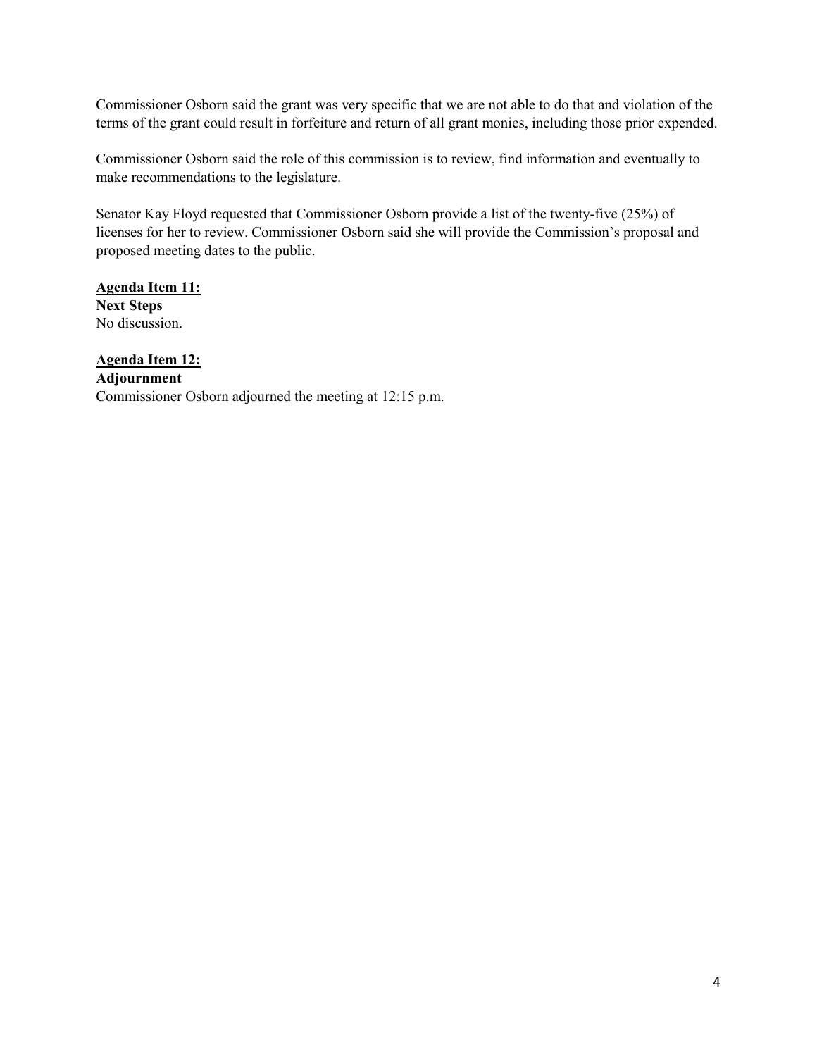Commissioner Osborn said the grant was very specific that we are not able to do that and violation of the terms of the grant could result in forfeiture and return of all grant monies, including those prior expended.

Commissioner Osborn said the role of this commission is to review, find information and eventually to make recommendations to the legislature.

Senator Kay Floyd requested that Commissioner Osborn provide a list of the twenty-five (25%) of licenses for her to review. Commissioner Osborn said she will provide the Commission's proposal and proposed meeting dates to the public.

**Agenda Item 11:**
**Next Steps**
No discussion.

**Agenda Item 12:**
**Adjournment**
Commissioner Osborn adjourned the meeting at 12:15 p.m.